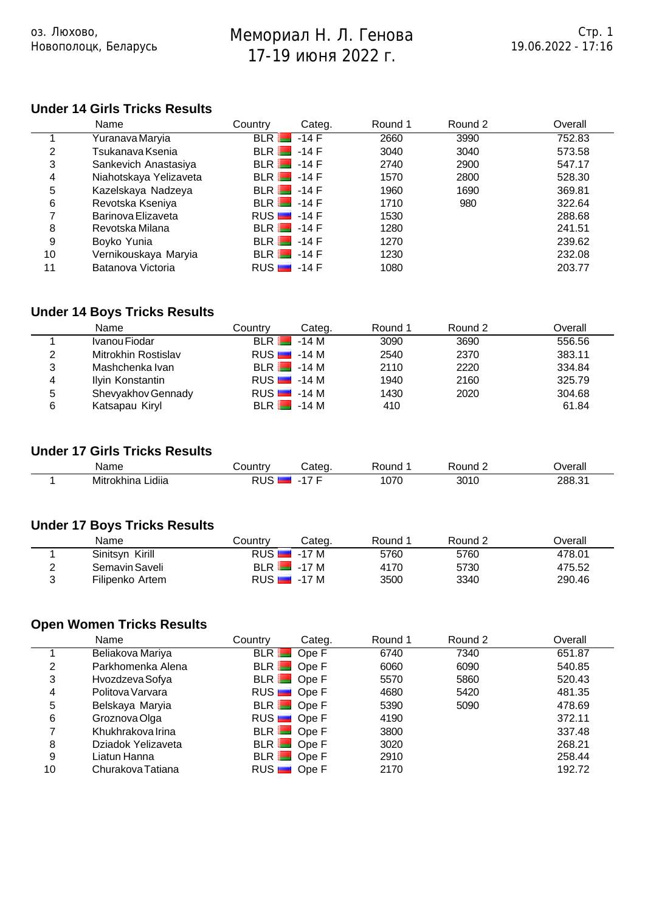оз. Люхово,
Новополоцк, Беларусь

# Мемориал Н. Л. Генова
17-19 июня 2022 г.

## Under 14 Girls Tricks Results

| | Name | Country | Categ. | Round 1 | Round 2 | Overall |
|---|---|---|---|---|---|---|
| 1 | Yuranava Maryia | BLR | -14 F | 2660 | 3990 | 752.83 |
| 2 | Tsukanava Ksenia | BLR | -14 F | 3040 | 3040 | 573.58 |
| 3 | Sankevich Anastasiya | BLR | -14 F | 2740 | 2900 | 547.17 |
| 4 | Niahotskaya Yelizaveta | BLR | -14 F | 1570 | 2800 | 528.30 |
| 5 | Kazelskaya Nadzeya | BLR | -14 F | 1960 | 1690 | 369.81 |
| 6 | Revotska Kseniya | BLR | -14 F | 1710 | 980 | 322.64 |
| 7 | Barinova Elizaveta | RUS | -14 F | 1530 | | 288.68 |
| 8 | Revotska Milana | BLR | -14 F | 1280 | | 241.51 |
| 9 | Boyko Yunia | BLR | -14 F | 1270 | | 239.62 |
| 10 | Vernikouskaya Maryia | BLR | -14 F | 1230 | | 232.08 |
| 11 | Batanova Victoria | RUS | -14 F | 1080 | | 203.77 |

## Under 14 Boys Tricks Results

| | Name | Country | Categ. | Round 1 | Round 2 | Overall |
|---|---|---|---|---|---|---|
| 1 | Ivanou Fiodar | BLR | -14 M | 3090 | 3690 | 556.56 |
| 2 | Mitrokhin Rostislav | RUS | -14 M | 2540 | 2370 | 383.11 |
| 3 | Mashchenka Ivan | BLR | -14 M | 2110 | 2220 | 334.84 |
| 4 | Ilyin Konstantin | RUS | -14 M | 1940 | 2160 | 325.79 |
| 5 | Shevyakhov Gennady | RUS | -14 M | 1430 | 2020 | 304.68 |
| 6 | Katsapau Kiryl | BLR | -14 M | 410 | | 61.84 |

## Under 17 Girls Tricks Results

| | Name | Country | Categ. | Round 1 | Round 2 | Overall |
|---|---|---|---|---|---|---|
| 1 | Mitrokhina Lidiia | RUS | -17 F | 1070 | 3010 | 288.31 |

## Under 17 Boys Tricks Results

| | Name | Country | Categ. | Round 1 | Round 2 | Overall |
|---|---|---|---|---|---|---|
| 1 | Sinitsyn Kirill | RUS | -17 M | 5760 | 5760 | 478.01 |
| 2 | Semavin Saveli | BLR | -17 M | 4170 | 5730 | 475.52 |
| 3 | Filipenko Artem | RUS | -17 M | 3500 | 3340 | 290.46 |

## Open Women Tricks Results

| | Name | Country | Categ. | Round 1 | Round 2 | Overall |
|---|---|---|---|---|---|---|
| 1 | Beliakova Mariya | BLR | Ope F | 6740 | 7340 | 651.87 |
| 2 | Parkhomenka Alena | BLR | Ope F | 6060 | 6090 | 540.85 |
| 3 | Hvozdzeva Sofya | BLR | Ope F | 5570 | 5860 | 520.43 |
| 4 | Politova Varvara | RUS | Ope F | 4680 | 5420 | 481.35 |
| 5 | Belskaya Maryia | BLR | Ope F | 5390 | 5090 | 478.69 |
| 6 | Groznova Olga | RUS | Ope F | 4190 | | 372.11 |
| 7 | Khukhrakova Irina | BLR | Ope F | 3800 | | 337.48 |
| 8 | Dziadok Yelizaveta | BLR | Ope F | 3020 | | 268.21 |
| 9 | Liatun Hanna | BLR | Ope F | 2910 | | 258.44 |
| 10 | Churakova Tatiana | RUS | Ope F | 2170 | | 192.72 |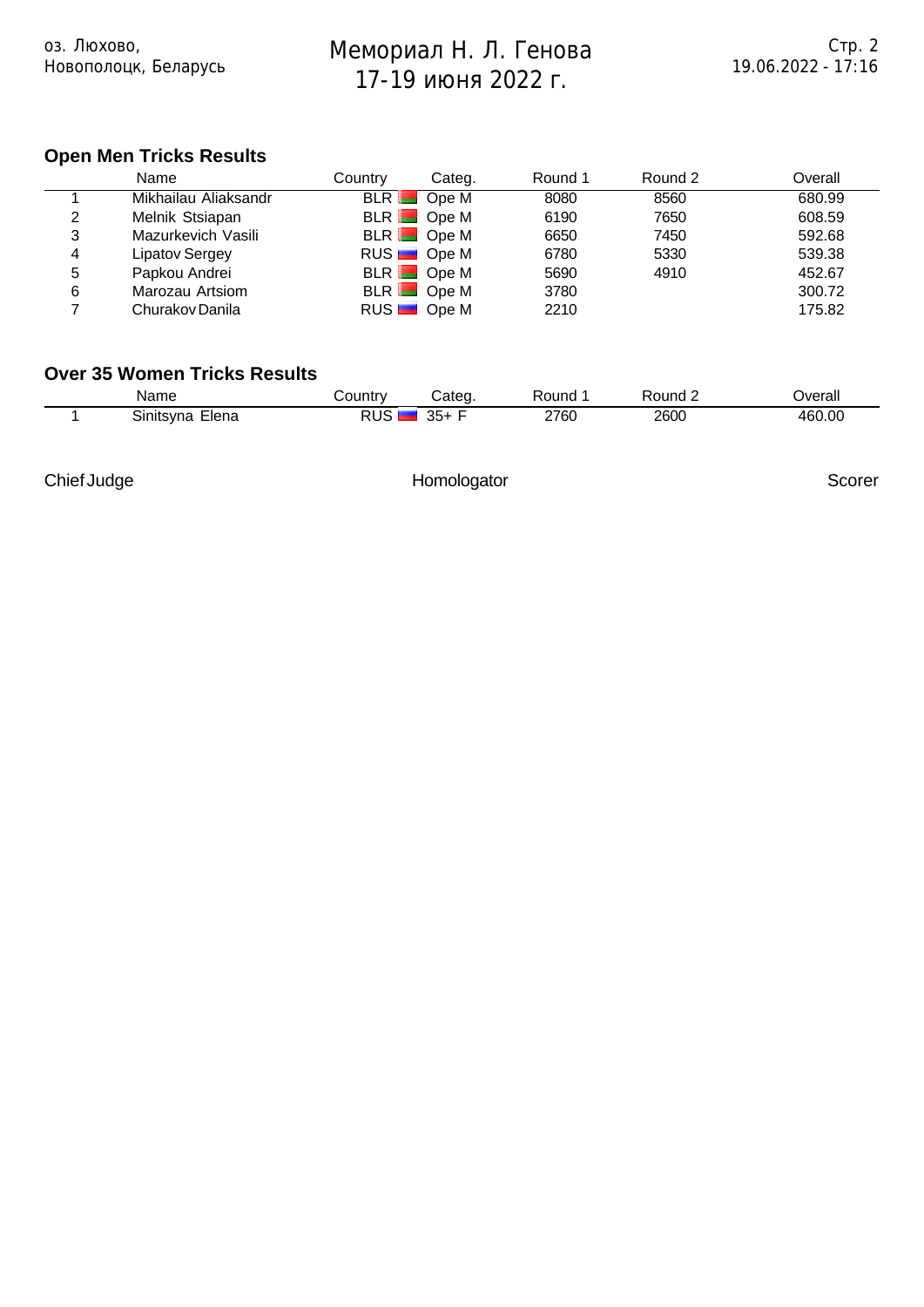## Open Men Tricks Results

| | Name | Country | Categ. | Round 1 | Round 2 | Overall |
|---|---|---|---|---|---|---|
| 1 | Mikhailau Aliaksandr | BLR | Ope M | 8080 | 8560 | 680.99 |
| 2 | Melnik Stsiapan | BLR | Ope M | 6190 | 7650 | 608.59 |
| 3 | Mazurkevich Vasili | BLR | Ope M | 6650 | 7450 | 592.68 |
| 4 | Lipatov Sergey | RUS | Ope M | 6780 | 5330 | 539.38 |
| 5 | Papkou Andrei | BLR | Ope M | 5690 | 4910 | 452.67 |
| 6 | Marozau Artsiom | BLR | Ope M | 3780 | | 300.72 |
| 7 | Churakov Danila | RUS | Ope M | 2210 | | 175.82 |

## Over 35 Women Tricks Results

| | Name | Country | Categ. | Round 1 | Round 2 | Overall |
|---|---|---|---|---|---|---|
| 1 | Sinitsyna Elena | RUS | 35+ F | 2760 | 2600 | 460.00 |

Chief Judge　　　　　Homologator　　　　　Scorer